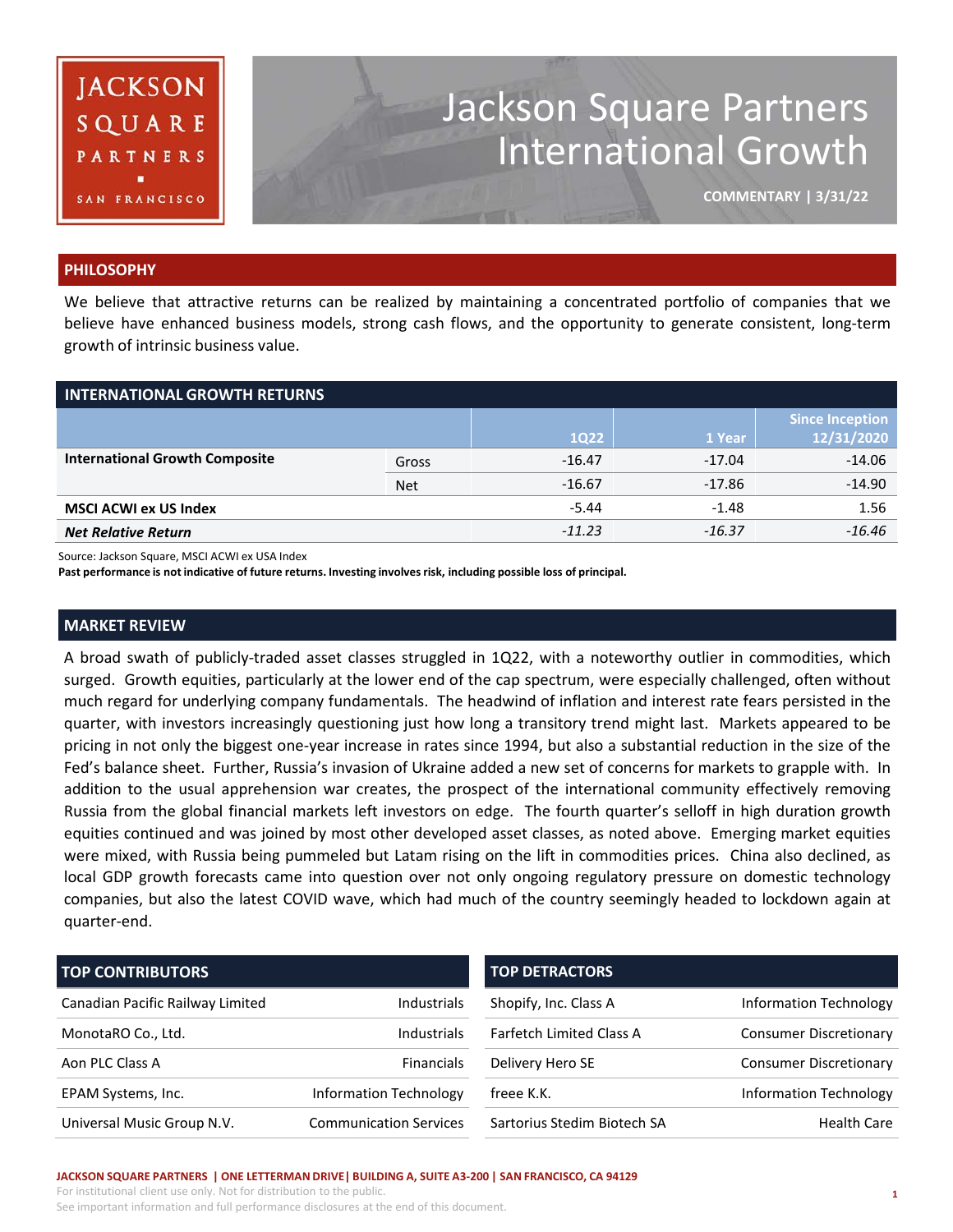# Jackson Square Partners International Growth

**COMMENTARY | 3/31/22**

## PHILOSOPHY

We believe that attractive returns can be realized by maintaining a concentrated portfolio of companies that we believe have enhanced business models, strong cash flows, and the opportunity to generate consistent, long-term growth of intrinsic business value.

## INTERNATIONAL GROWTH RETURNS

| | | 1Q22 | 1 Year | Since Inception 12/31/2020 |
|---|---|---|---|---|
| **International Growth Composite** | Gross | -16.47 | -17.04 | -14.06 |
| | Net | -16.67 | -17.86 | -14.90 |
| **MSCI ACWI ex US Index** | | -5.44 | -1.48 | 1.56 |
| ***Net Relative Return*** | | *-11.23* | *-16.37* | *-16.46* |

Source: Jackson Square, MSCI ACWI ex USA Index

**Past performance is not indicative of future returns. Investing involves risk, including possible loss of principal.**

## MARKET REVIEW

A broad swath of publicly-traded asset classes struggled in 1Q22, with a noteworthy outlier in commodities, which surged. Growth equities, particularly at the lower end of the cap spectrum, were especially challenged, often without much regard for underlying company fundamentals. The headwind of inflation and interest rate fears persisted in the quarter, with investors increasingly questioning just how long a transitory trend might last. Markets appeared to be pricing in not only the biggest one-year increase in rates since 1994, but also a substantial reduction in the size of the Fed's balance sheet. Further, Russia's invasion of Ukraine added a new set of concerns for markets to grapple with. In addition to the usual apprehension war creates, the prospect of the international community effectively removing Russia from the global financial markets left investors on edge. The fourth quarter's selloff in high duration growth equities continued and was joined by most other developed asset classes, as noted above. Emerging market equities were mixed, with Russia being pummeled but Latam rising on the lift in commodities prices. China also declined, as local GDP growth forecasts came into question over not only ongoing regulatory pressure on domestic technology companies, but also the latest COVID wave, which had much of the country seemingly headed to lockdown again at quarter-end.

## TOP CONTRIBUTORS

| Company | Sector |
|---|---|
| Canadian Pacific Railway Limited | Industrials |
| MonotaRO Co., Ltd. | Industrials |
| Aon PLC Class A | Financials |
| EPAM Systems, Inc. | Information Technology |
| Universal Music Group N.V. | Communication Services |

## TOP DETRACTORS

| Company | Sector |
|---|---|
| Shopify, Inc. Class A | Information Technology |
| Farfetch Limited Class A | Consumer Discretionary |
| Delivery Hero SE | Consumer Discretionary |
| freee K.K. | Information Technology |
| Sartorius Stedim Biotech SA | Health Care |

**JACKSON SQUARE PARTNERS | ONE LETTERMAN DRIVE | BUILDING A, SUITE A3-200 | SAN FRANCISCO, CA 94129**

For institutional client use only. Not for distribution to the public.

See important information and full performance disclosures at the end of this document.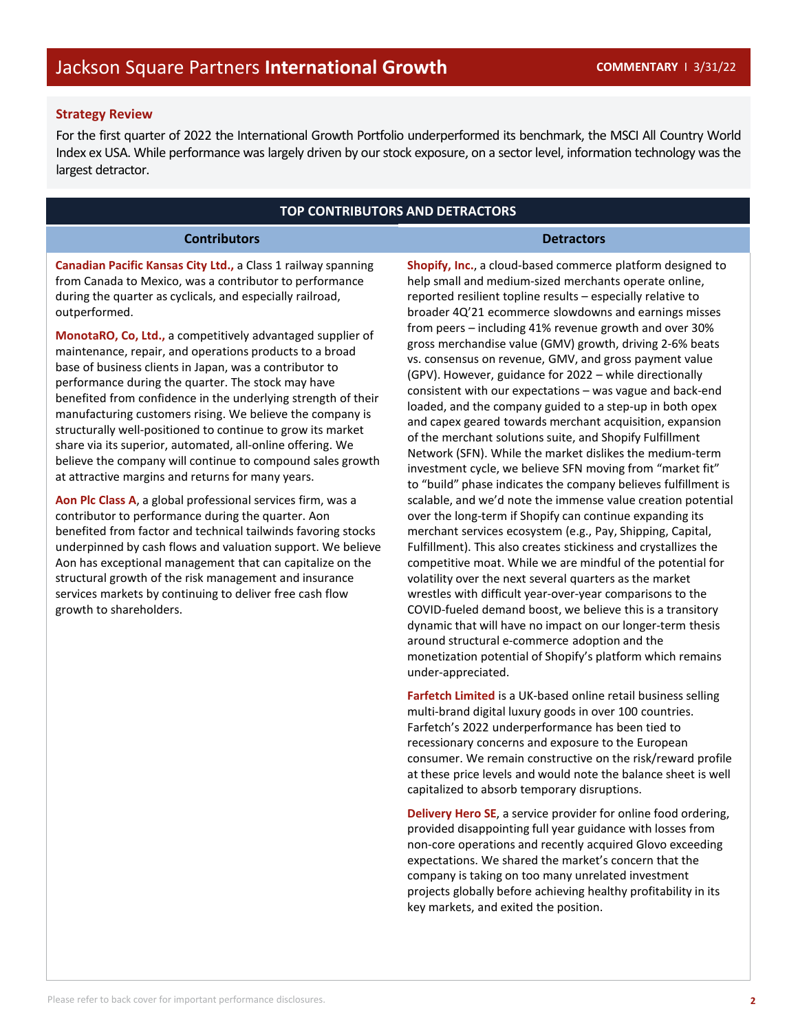# Jackson Square Partners **International Growth**

**COMMENTARY** | 3/31/22

## Strategy Review

For the first quarter of 2022 the International Growth Portfolio underperformed its benchmark, the MSCI All Country World Index ex USA. While performance was largely driven by our stock exposure, on a sector level, information technology was the largest detractor.

## TOP CONTRIBUTORS AND DETRACTORS

### Contributors

**Canadian Pacific Kansas City Ltd.,** a Class 1 railway spanning from Canada to Mexico, was a contributor to performance during the quarter as cyclicals, and especially railroad, outperformed.

**MonotaRO, Co, Ltd.,** a competitively advantaged supplier of maintenance, repair, and operations products to a broad base of business clients in Japan, was a contributor to performance during the quarter. The stock may have benefited from confidence in the underlying strength of their manufacturing customers rising. We believe the company is structurally well-positioned to continue to grow its market share via its superior, automated, all-online offering. We believe the company will continue to compound sales growth at attractive margins and returns for many years.

**Aon Plc Class A**, a global professional services firm, was a contributor to performance during the quarter. Aon benefited from factor and technical tailwinds favoring stocks underpinned by cash flows and valuation support. We believe Aon has exceptional management that can capitalize on the structural growth of the risk management and insurance services markets by continuing to deliver free cash flow growth to shareholders.

### Detractors

**Shopify, Inc.**, a cloud-based commerce platform designed to help small and medium-sized merchants operate online, reported resilient topline results – especially relative to broader 4Q'21 ecommerce slowdowns and earnings misses from peers – including 41% revenue growth and over 30% gross merchandise value (GMV) growth, driving 2-6% beats vs. consensus on revenue, GMV, and gross payment value (GPV). However, guidance for 2022 – while directionally consistent with our expectations – was vague and back-end loaded, and the company guided to a step-up in both opex and capex geared towards merchant acquisition, expansion of the merchant solutions suite, and Shopify Fulfillment Network (SFN). While the market dislikes the medium-term investment cycle, we believe SFN moving from "market fit" to "build" phase indicates the company believes fulfillment is scalable, and we'd note the immense value creation potential over the long-term if Shopify can continue expanding its merchant services ecosystem (e.g., Pay, Shipping, Capital, Fulfillment). This also creates stickiness and crystallizes the competitive moat. While we are mindful of the potential for volatility over the next several quarters as the market wrestles with difficult year-over-year comparisons to the COVID-fueled demand boost, we believe this is a transitory dynamic that will have no impact on our longer-term thesis around structural e-commerce adoption and the monetization potential of Shopify's platform which remains under-appreciated.

**Farfetch Limited** is a UK-based online retail business selling multi-brand digital luxury goods in over 100 countries. Farfetch's 2022 underperformance has been tied to recessionary concerns and exposure to the European consumer. We remain constructive on the risk/reward profile at these price levels and would note the balance sheet is well capitalized to absorb temporary disruptions.

**Delivery Hero SE**, a service provider for online food ordering, provided disappointing full year guidance with losses from non-core operations and recently acquired Glovo exceeding expectations. We shared the market's concern that the company is taking on too many unrelated investment projects globally before achieving healthy profitability in its key markets, and exited the position.

Please refer to back cover for important performance disclosures.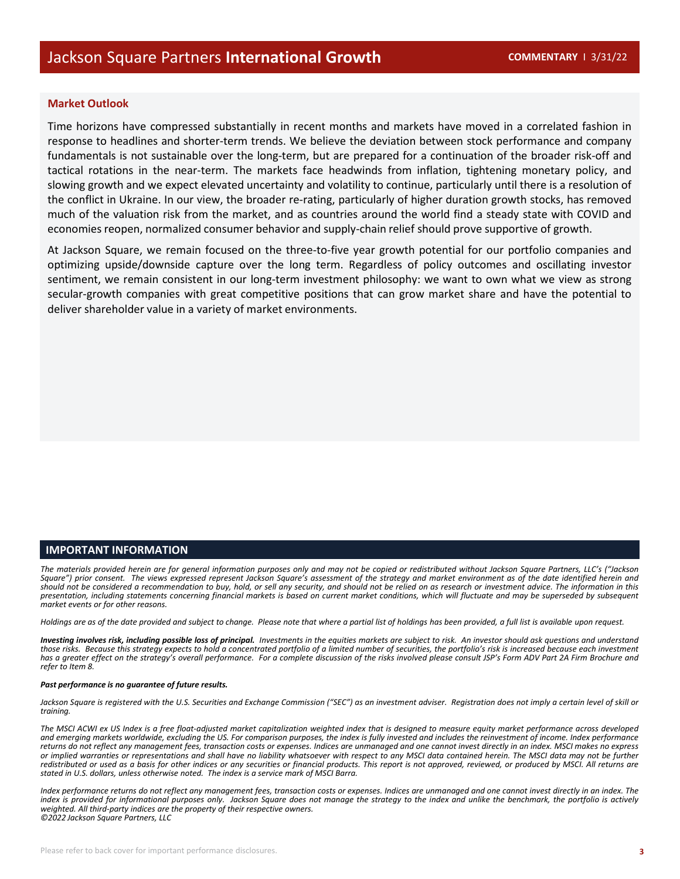## Market Outlook

Time horizons have compressed substantially in recent months and markets have moved in a correlated fashion in response to headlines and shorter-term trends. We believe the deviation between stock performance and company fundamentals is not sustainable over the long-term, but are prepared for a continuation of the broader risk-off and tactical rotations in the near-term. The markets face headwinds from inflation, tightening monetary policy, and slowing growth and we expect elevated uncertainty and volatility to continue, particularly until there is a resolution of the conflict in Ukraine. In our view, the broader re-rating, particularly of higher duration growth stocks, has removed much of the valuation risk from the market, and as countries around the world find a steady state with COVID and economies reopen, normalized consumer behavior and supply-chain relief should prove supportive of growth.

At Jackson Square, we remain focused on the three-to-five year growth potential for our portfolio companies and optimizing upside/downside capture over the long term. Regardless of policy outcomes and oscillating investor sentiment, we remain consistent in our long-term investment philosophy: we want to own what we view as strong secular-growth companies with great competitive positions that can grow market share and have the potential to deliver shareholder value in a variety of market environments.

## IMPORTANT INFORMATION

*The materials provided herein are for general information purposes only and may not be copied or redistributed without Jackson Square Partners, LLC's ("Jackson Square") prior consent. The views expressed represent Jackson Square's assessment of the strategy and market environment as of the date identified herein and should not be considered a recommendation to buy, hold, or sell any security, and should not be relied on as research or investment advice. The information in this presentation, including statements concerning financial markets is based on current market conditions, which will fluctuate and may be superseded by subsequent market events or for other reasons.*

*Holdings are as of the date provided and subject to change. Please note that where a partial list of holdings has been provided, a full list is available upon request.*

***Investing involves risk, including possible loss of principal.*** *Investments in the equities markets are subject to risk. An investor should ask questions and understand those risks. Because this strategy expects to hold a concentrated portfolio of a limited number of securities, the portfolio's risk is increased because each investment has a greater effect on the strategy's overall performance. For a complete discussion of the risks involved please consult JSP's Form ADV Part 2A Firm Brochure and refer to Item 8.*

***Past performance is no guarantee of future results.***

*Jackson Square is registered with the U.S. Securities and Exchange Commission ("SEC") as an investment adviser. Registration does not imply a certain level of skill or training.*

*The MSCI ACWI ex US Index is a free float-adjusted market capitalization weighted index that is designed to measure equity market performance across developed and emerging markets worldwide, excluding the US. For comparison purposes, the index is fully invested and includes the reinvestment of income. Index performance returns do not reflect any management fees, transaction costs or expenses. Indices are unmanaged and one cannot invest directly in an index. MSCI makes no express or implied warranties or representations and shall have no liability whatsoever with respect to any MSCI data contained herein. The MSCI data may not be further redistributed or used as a basis for other indices or any securities or financial products. This report is not approved, reviewed, or produced by MSCI. All returns are stated in U.S. dollars, unless otherwise noted. The index is a service mark of MSCI Barra.*

*Index performance returns do not reflect any management fees, transaction costs or expenses. Indices are unmanaged and one cannot invest directly in an index. The index is provided for informational purposes only. Jackson Square does not manage the strategy to the index and unlike the benchmark, the portfolio is actively weighted. All third-party indices are the property of their respective owners.*
*©2022 Jackson Square Partners, LLC*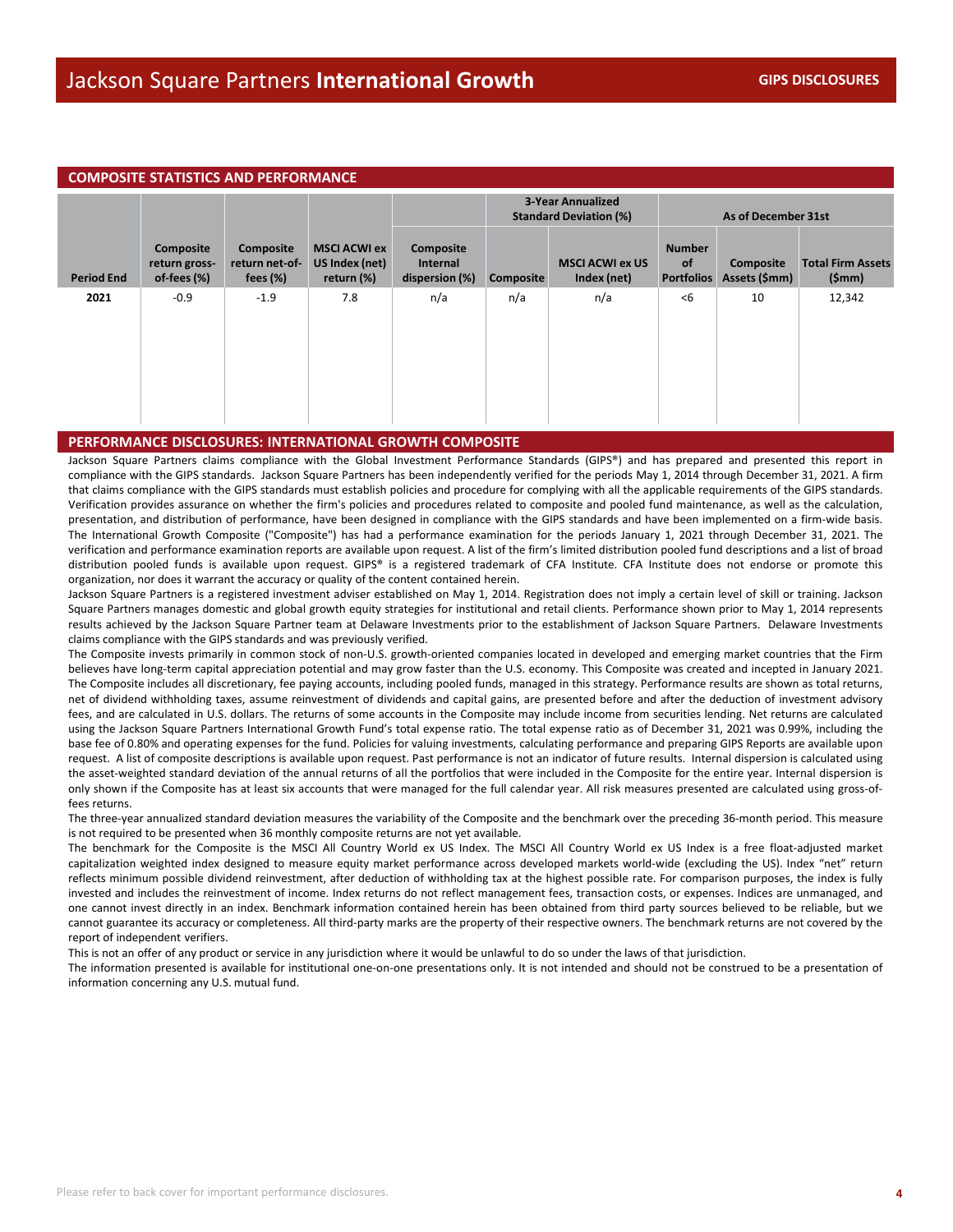# Jackson Square Partners **International Growth**

**GIPS DISCLOSURES**

## COMPOSITE STATISTICS AND PERFORMANCE

| | | | | | 3-Year Annualized Standard Deviation (%) | | As of December 31st | | |
|---|---|---|---|---|---|---|---|---|---|
| **Period End** | **Composite return gross-of-fees (%)** | **Composite return net-of-fees (%)** | **MSCI ACWI ex US Index (net) return (%)** | **Composite Internal dispersion (%)** | **Composite** | **MSCI ACWI ex US Index (net)** | **Number of Portfolios** | **Composite Assets ($mm)** | **Total Firm Assets ($mm)** |
| **2021** | -0.9 | -1.9 | 7.8 | n/a | n/a | n/a | <6 | 10 | 12,342 |

## PERFORMANCE DISCLOSURES: INTERNATIONAL GROWTH COMPOSITE

Jackson Square Partners claims compliance with the Global Investment Performance Standards (GIPS®) and has prepared and presented this report in compliance with the GIPS standards. Jackson Square Partners has been independently verified for the periods May 1, 2014 through December 31, 2021. A firm that claims compliance with the GIPS standards must establish policies and procedure for complying with all the applicable requirements of the GIPS standards. Verification provides assurance on whether the firm's policies and procedures related to composite and pooled fund maintenance, as well as the calculation, presentation, and distribution of performance, have been designed in compliance with the GIPS standards and have been implemented on a firm-wide basis. The International Growth Composite ("Composite") has had a performance examination for the periods January 1, 2021 through December 31, 2021. The verification and performance examination reports are available upon request. A list of the firm's limited distribution pooled fund descriptions and a list of broad distribution pooled funds is available upon request. GIPS® is a registered trademark of CFA Institute. CFA Institute does not endorse or promote this organization, nor does it warrant the accuracy or quality of the content contained herein.

Jackson Square Partners is a registered investment adviser established on May 1, 2014. Registration does not imply a certain level of skill or training. Jackson Square Partners manages domestic and global growth equity strategies for institutional and retail clients. Performance shown prior to May 1, 2014 represents results achieved by the Jackson Square Partner team at Delaware Investments prior to the establishment of Jackson Square Partners. Delaware Investments claims compliance with the GIPS standards and was previously verified.

The Composite invests primarily in common stock of non-U.S. growth-oriented companies located in developed and emerging market countries that the Firm believes have long-term capital appreciation potential and may grow faster than the U.S. economy. This Composite was created and incepted in January 2021. The Composite includes all discretionary, fee paying accounts, including pooled funds, managed in this strategy. Performance results are shown as total returns, net of dividend withholding taxes, assume reinvestment of dividends and capital gains, are presented before and after the deduction of investment advisory fees, and are calculated in U.S. dollars. The returns of some accounts in the Composite may include income from securities lending. Net returns are calculated using the Jackson Square Partners International Growth Fund's total expense ratio. The total expense ratio as of December 31, 2021 was 0.99%, including the base fee of 0.80% and operating expenses for the fund. Policies for valuing investments, calculating performance and preparing GIPS Reports are available upon request. A list of composite descriptions is available upon request. Past performance is not an indicator of future results. Internal dispersion is calculated using the asset-weighted standard deviation of the annual returns of all the portfolios that were included in the Composite for the entire year. Internal dispersion is only shown if the Composite has at least six accounts that were managed for the full calendar year. All risk measures presented are calculated using gross-of-fees returns.

The three-year annualized standard deviation measures the variability of the Composite and the benchmark over the preceding 36-month period. This measure is not required to be presented when 36 monthly composite returns are not yet available.

The benchmark for the Composite is the MSCI All Country World ex US Index. The MSCI All Country World ex US Index is a free float-adjusted market capitalization weighted index designed to measure equity market performance across developed markets world-wide (excluding the US). Index "net" return reflects minimum possible dividend reinvestment, after deduction of withholding tax at the highest possible rate. For comparison purposes, the index is fully invested and includes the reinvestment of income. Index returns do not reflect management fees, transaction costs, or expenses. Indices are unmanaged, and one cannot invest directly in an index. Benchmark information contained herein has been obtained from third party sources believed to be reliable, but we cannot guarantee its accuracy or completeness. All third-party marks are the property of their respective owners. The benchmark returns are not covered by the report of independent verifiers.

This is not an offer of any product or service in any jurisdiction where it would be unlawful to do so under the laws of that jurisdiction.

The information presented is available for institutional one-on-one presentations only. It is not intended and should not be construed to be a presentation of information concerning any U.S. mutual fund.

Please refer to back cover for important performance disclosures.